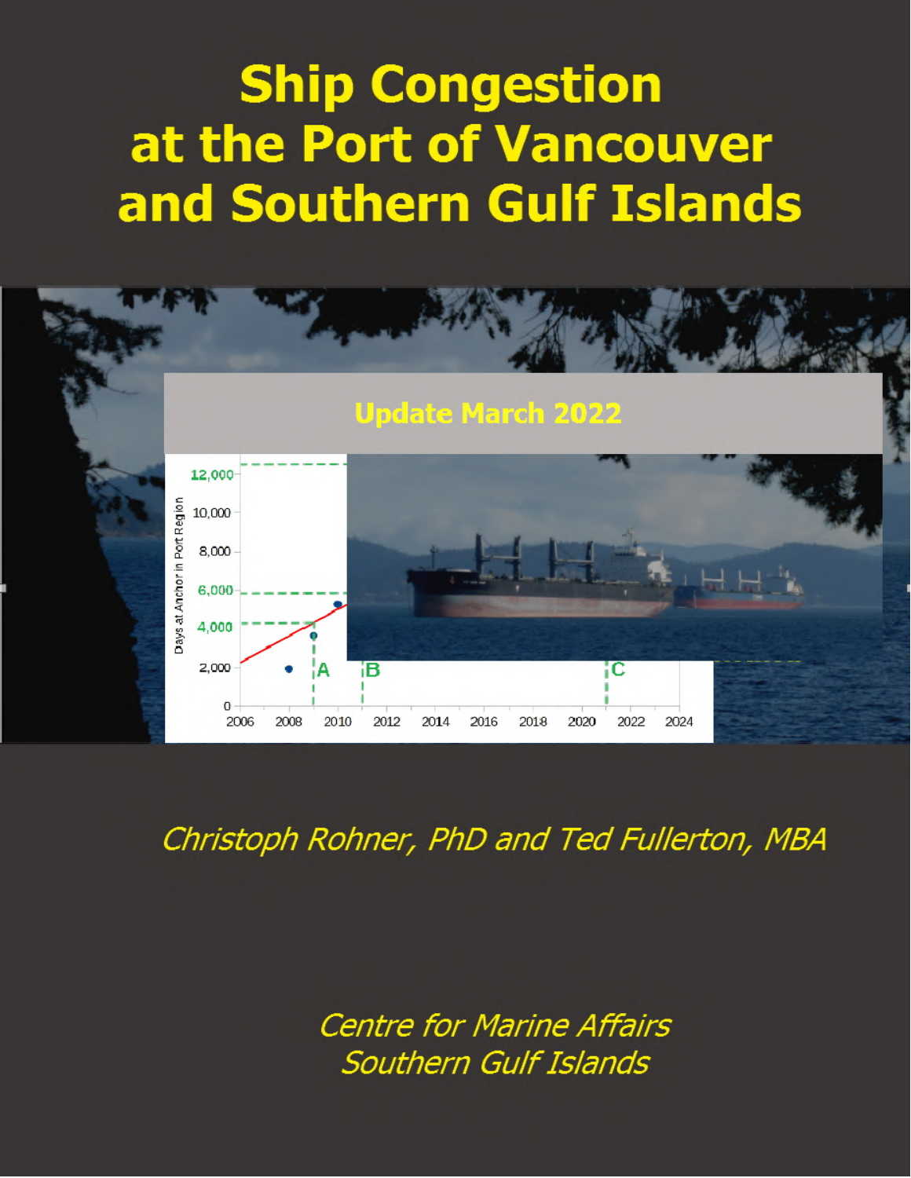# Ship Congestion at the Port of Vancouver and Southern Gulf Islands

## Update March 2022

*Christoph Rohner, PhD and Ted Fullerton, MBA*

*Centre for Marine Affairs*
*Southern Gulf Islands*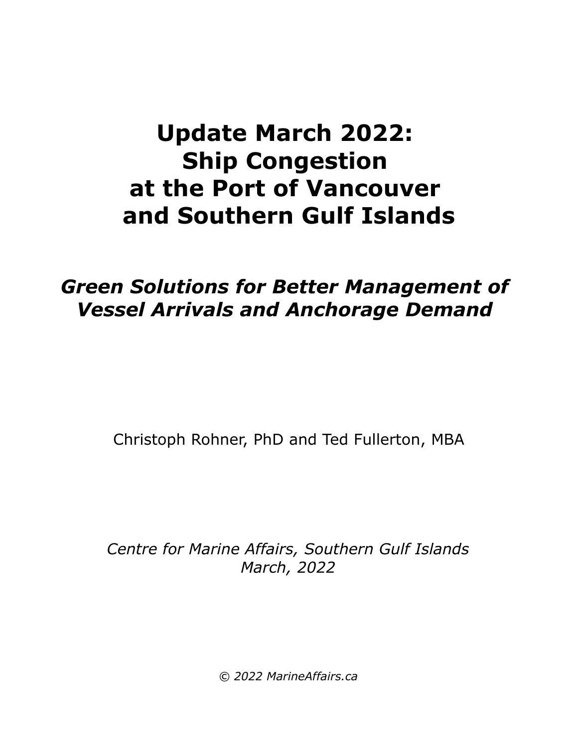# Update March 2022:
# Ship Congestion
# at the Port of Vancouver
# and Southern Gulf Islands

## *Green Solutions for Better Management of Vessel Arrivals and Anchorage Demand*

Christoph Rohner, PhD and Ted Fullerton, MBA

*Centre for Marine Affairs, Southern Gulf Islands*
*March, 2022*

*© 2022 MarineAffairs.ca*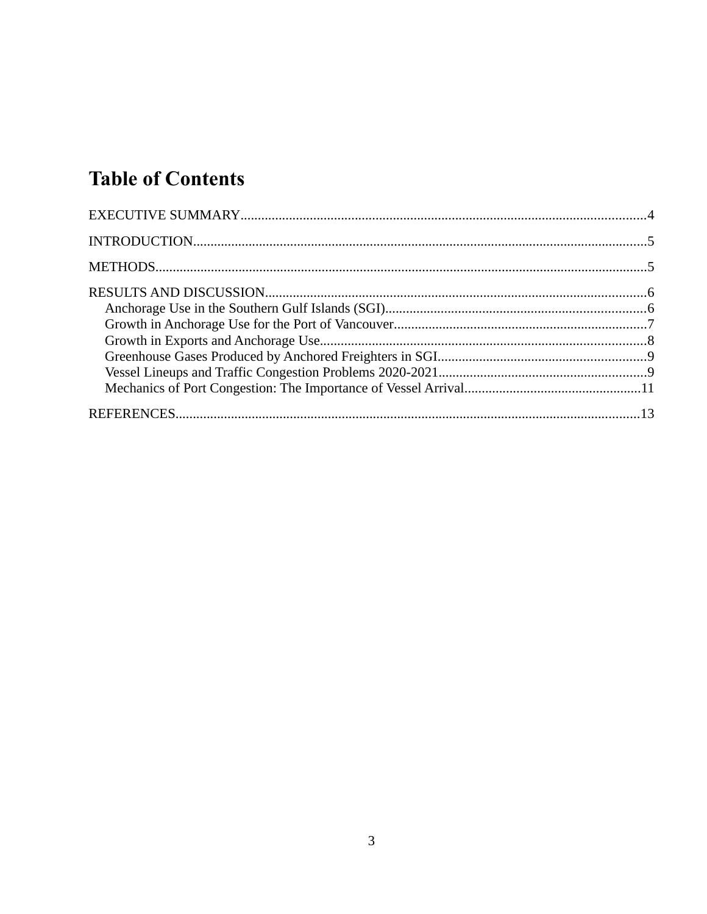# Table of Contents

EXECUTIVE SUMMARY....................................................................................................................4

INTRODUCTION..................................................................................................................................5

METHODS...............................................................................................................................................5

RESULTS AND DISCUSSION.............................................................................................................6

- Anchorage Use in the Southern Gulf Islands (SGI)..........................................................................6
- Growth in Anchorage Use for the Port of Vancouver........................................................................7
- Growth in Exports and Anchorage Use.............................................................................................8
- Greenhouse Gases Produced by Anchored Freighters in SGI............................................................9
- Vessel Lineups and Traffic Congestion Problems 2020-2021............................................................9
- Mechanics of Port Congestion: The Importance of Vessel Arrival...................................................11

REFERENCES.....................................................................................................................................13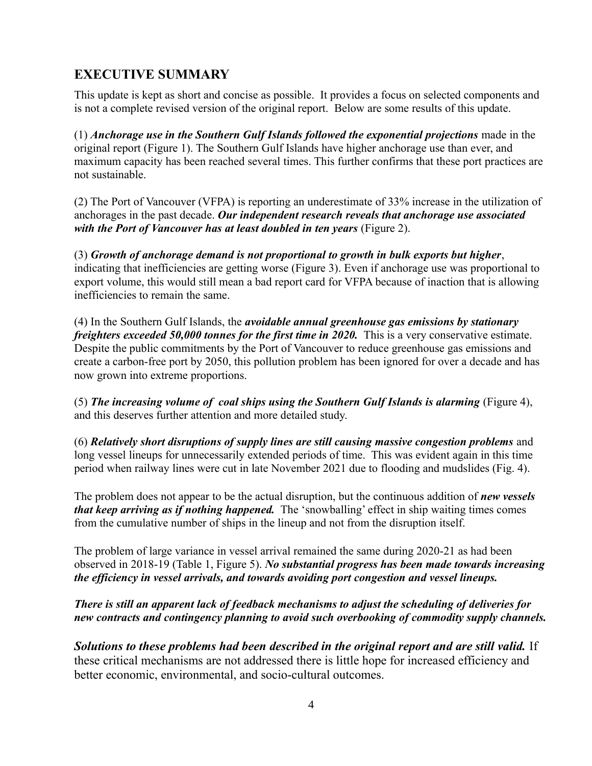## EXECUTIVE SUMMARY

This update is kept as short and concise as possible. It provides a focus on selected components and is not a complete revised version of the original report. Below are some results of this update.

(1) ***Anchorage use in the Southern Gulf Islands followed the exponential projections*** made in the original report (Figure 1). The Southern Gulf Islands have higher anchorage use than ever, and maximum capacity has been reached several times. This further confirms that these port practices are not sustainable.

(2) The Port of Vancouver (VFPA) is reporting an underestimate of 33% increase in the utilization of anchorages in the past decade. ***Our independent research reveals that anchorage use associated with the Port of Vancouver has at least doubled in ten years*** (Figure 2).

(3) ***Growth of anchorage demand is not proportional to growth in bulk exports but higher***, indicating that inefficiencies are getting worse (Figure 3). Even if anchorage use was proportional to export volume, this would still mean a bad report card for VFPA because of inaction that is allowing inefficiencies to remain the same.

(4) In the Southern Gulf Islands, the ***avoidable annual greenhouse gas emissions by stationary freighters exceeded 50,000 tonnes for the first time in 2020.*** This is a very conservative estimate. Despite the public commitments by the Port of Vancouver to reduce greenhouse gas emissions and create a carbon-free port by 2050, this pollution problem has been ignored for over a decade and has now grown into extreme proportions.

(5) ***The increasing volume of coal ships using the Southern Gulf Islands is alarming*** (Figure 4), and this deserves further attention and more detailed study.

(6) ***Relatively short disruptions of supply lines are still causing massive congestion problems*** and long vessel lineups for unnecessarily extended periods of time. This was evident again in this time period when railway lines were cut in late November 2021 due to flooding and mudslides (Fig. 4).

The problem does not appear to be the actual disruption, but the continuous addition of ***new vessels that keep arriving as if nothing happened.*** The 'snowballing' effect in ship waiting times comes from the cumulative number of ships in the lineup and not from the disruption itself.

The problem of large variance in vessel arrival remained the same during 2020-21 as had been observed in 2018-19 (Table 1, Figure 5). ***No substantial progress has been made towards increasing the efficiency in vessel arrivals, and towards avoiding port congestion and vessel lineups.***

***There is still an apparent lack of feedback mechanisms to adjust the scheduling of deliveries for new contracts and contingency planning to avoid such overbooking of commodity supply channels.***

***Solutions to these problems had been described in the original report and are still valid.*** If these critical mechanisms are not addressed there is little hope for increased efficiency and better economic, environmental, and socio-cultural outcomes.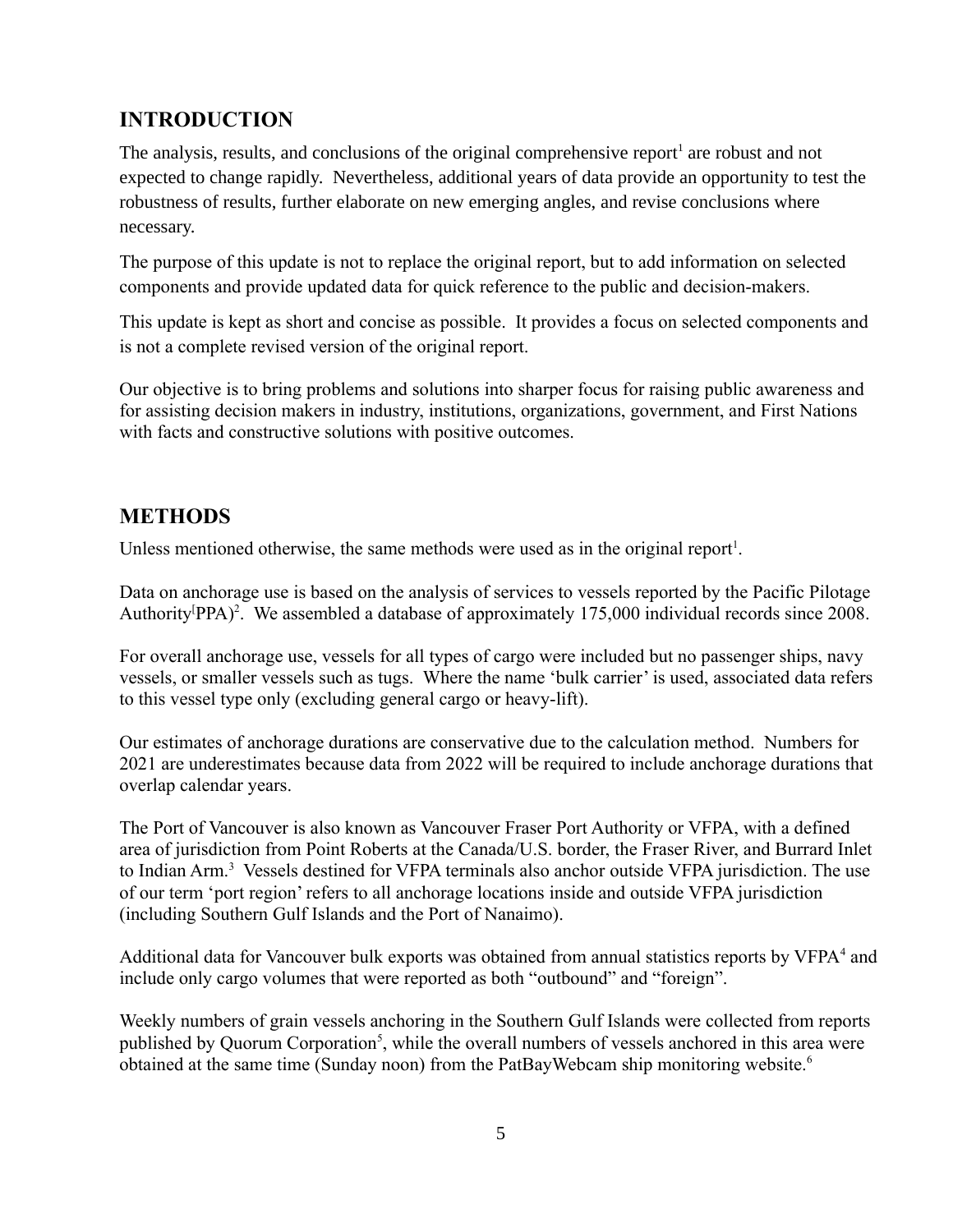## INTRODUCTION

The analysis, results, and conclusions of the original comprehensive report[1] are robust and not expected to change rapidly. Nevertheless, additional years of data provide an opportunity to test the robustness of results, further elaborate on new emerging angles, and revise conclusions where necessary.

The purpose of this update is not to replace the original report, but to add information on selected components and provide updated data for quick reference to the public and decision-makers.

This update is kept as short and concise as possible. It provides a focus on selected components and is not a complete revised version of the original report.

Our objective is to bring problems and solutions into sharper focus for raising public awareness and for assisting decision makers in industry, institutions, organizations, government, and First Nations with facts and constructive solutions with positive outcomes.

## METHODS

Unless mentioned otherwise, the same methods were used as in the original report[1].

Data on anchorage use is based on the analysis of services to vessels reported by the Pacific Pilotage Authority[PPA)[2]. We assembled a database of approximately 175,000 individual records since 2008.

For overall anchorage use, vessels for all types of cargo were included but no passenger ships, navy vessels, or smaller vessels such as tugs. Where the name 'bulk carrier' is used, associated data refers to this vessel type only (excluding general cargo or heavy-lift).

Our estimates of anchorage durations are conservative due to the calculation method. Numbers for 2021 are underestimates because data from 2022 will be required to include anchorage durations that overlap calendar years.

The Port of Vancouver is also known as Vancouver Fraser Port Authority or VFPA, with a defined area of jurisdiction from Point Roberts at the Canada/U.S. border, the Fraser River, and Burrard Inlet to Indian Arm.[3] Vessels destined for VFPA terminals also anchor outside VFPA jurisdiction. The use of our term 'port region' refers to all anchorage locations inside and outside VFPA jurisdiction (including Southern Gulf Islands and the Port of Nanaimo).

Additional data for Vancouver bulk exports was obtained from annual statistics reports by VFPA[4] and include only cargo volumes that were reported as both "outbound" and "foreign".

Weekly numbers of grain vessels anchoring in the Southern Gulf Islands were collected from reports published by Quorum Corporation[5], while the overall numbers of vessels anchored in this area were obtained at the same time (Sunday noon) from the PatBayWebcam ship monitoring website.[6]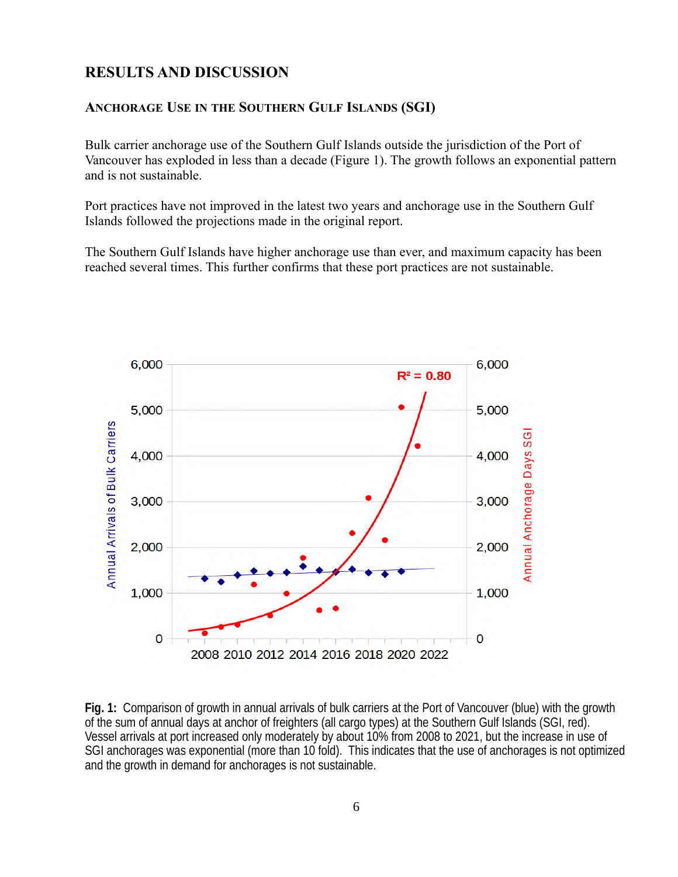## RESULTS AND DISCUSSION

### ANCHORAGE USE IN THE SOUTHERN GULF ISLANDS (SGI)

Bulk carrier anchorage use of the Southern Gulf Islands outside the jurisdiction of the Port of Vancouver has exploded in less than a decade (Figure 1). The growth follows an exponential pattern and is not sustainable.

Port practices have not improved in the latest two years and anchorage use in the Southern Gulf Islands followed the projections made in the original report.

The Southern Gulf Islands have higher anchorage use than ever, and maximum capacity has been reached several times. This further confirms that these port practices are not sustainable.

**Fig. 1:** Comparison of growth in annual arrivals of bulk carriers at the Port of Vancouver (blue) with the growth of the sum of annual days at anchor of freighters (all cargo types) at the Southern Gulf Islands (SGI, red). Vessel arrivals at port increased only moderately by about 10% from 2008 to 2021, but the increase in use of SGI anchorages was exponential (more than 10 fold). This indicates that the use of anchorages is not optimized and the growth in demand for anchorages is not sustainable.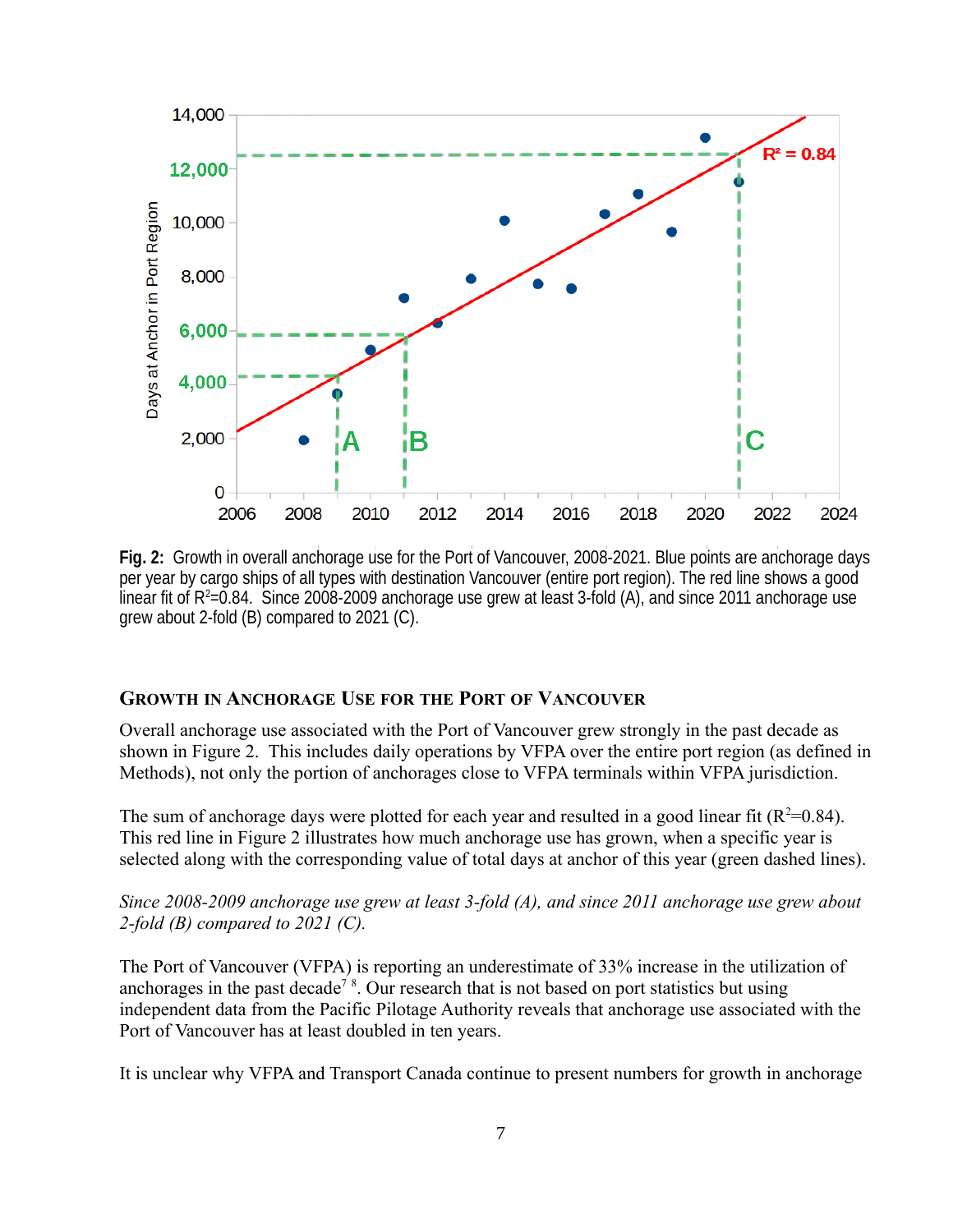**Fig. 2:** Growth in overall anchorage use for the Port of Vancouver, 2008-2021. Blue points are anchorage days per year by cargo ships of all types with destination Vancouver (entire port region). The red line shows a good linear fit of $R^2$=0.84. Since 2008-2009 anchorage use grew at least 3-fold (A), and since 2011 anchorage use grew about 2-fold (B) compared to 2021 (C).

## Growth in Anchorage Use for the Port of Vancouver

Overall anchorage use associated with the Port of Vancouver grew strongly in the past decade as shown in Figure 2. This includes daily operations by VFPA over the entire port region (as defined in Methods), not only the portion of anchorages close to VFPA terminals within VFPA jurisdiction.

The sum of anchorage days were plotted for each year and resulted in a good linear fit ($R^2$=0.84). This red line in Figure 2 illustrates how much anchorage use has grown, when a specific year is selected along with the corresponding value of total days at anchor of this year (green dashed lines).

*Since 2008-2009 anchorage use grew at least 3-fold (A), and since 2011 anchorage use grew about 2-fold (B) compared to 2021 (C).*

The Port of Vancouver (VFPA) is reporting an underestimate of 33% increase in the utilization of anchorages in the past decade[7] [8]. Our research that is not based on port statistics but using independent data from the Pacific Pilotage Authority reveals that anchorage use associated with the Port of Vancouver has at least doubled in ten years.

It is unclear why VFPA and Transport Canada continue to present numbers for growth in anchorage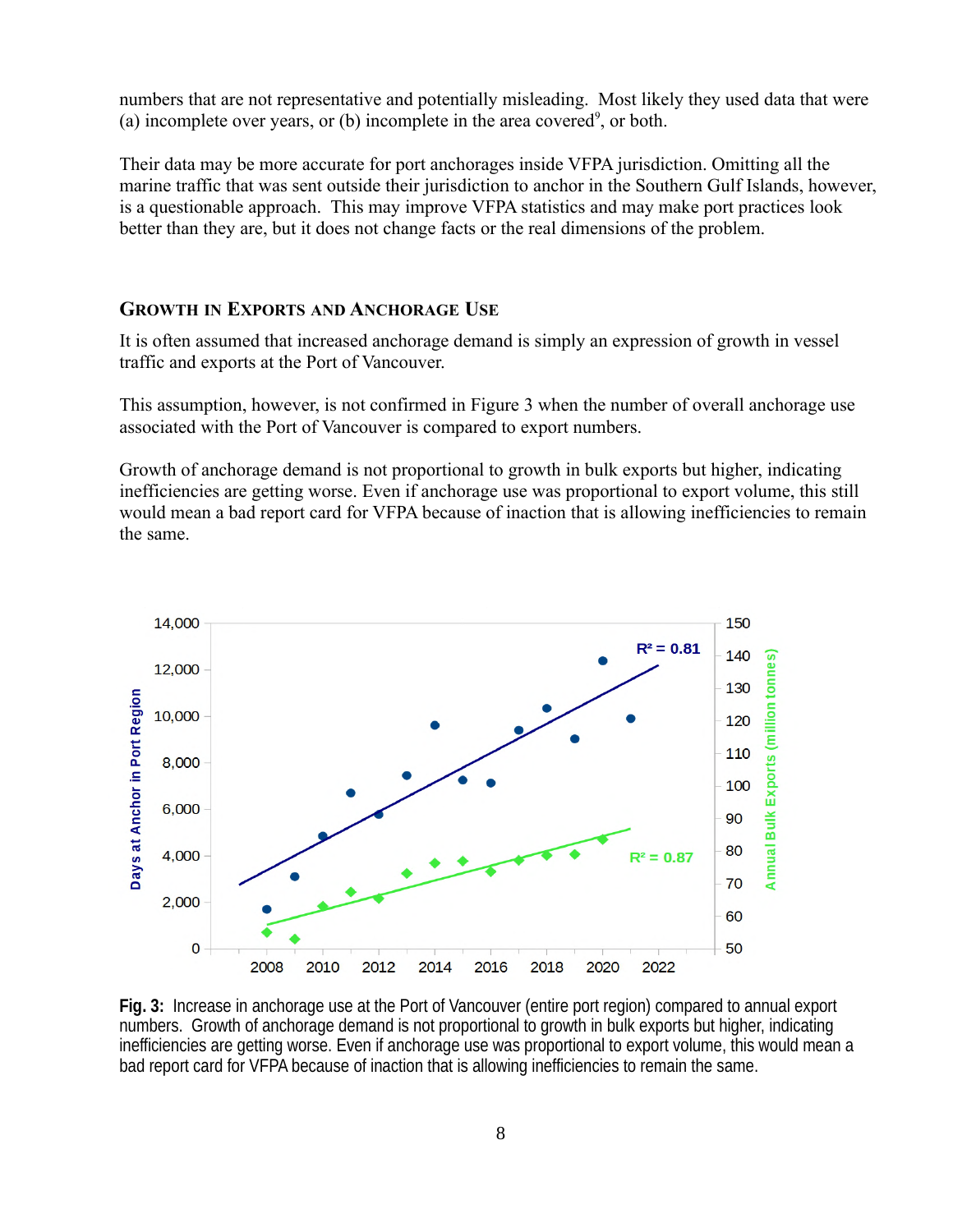numbers that are not representative and potentially misleading. Most likely they used data that were (a) incomplete over years, or (b) incomplete in the area covered[9], or both.

Their data may be more accurate for port anchorages inside VFPA jurisdiction. Omitting all the marine traffic that was sent outside their jurisdiction to anchor in the Southern Gulf Islands, however, is a questionable approach. This may improve VFPA statistics and may make port practices look better than they are, but it does not change facts or the real dimensions of the problem.

### GROWTH IN EXPORTS AND ANCHORAGE USE

It is often assumed that increased anchorage demand is simply an expression of growth in vessel traffic and exports at the Port of Vancouver.

This assumption, however, is not confirmed in Figure 3 when the number of overall anchorage use associated with the Port of Vancouver is compared to export numbers.

Growth of anchorage demand is not proportional to growth in bulk exports but higher, indicating inefficiencies are getting worse. Even if anchorage use was proportional to export volume, this still would mean a bad report card for VFPA because of inaction that is allowing inefficiencies to remain the same.

**Fig. 3:** Increase in anchorage use at the Port of Vancouver (entire port region) compared to annual export numbers. Growth of anchorage demand is not proportional to growth in bulk exports but higher, indicating inefficiencies are getting worse. Even if anchorage use was proportional to export volume, this would mean a bad report card for VFPA because of inaction that is allowing inefficiencies to remain the same.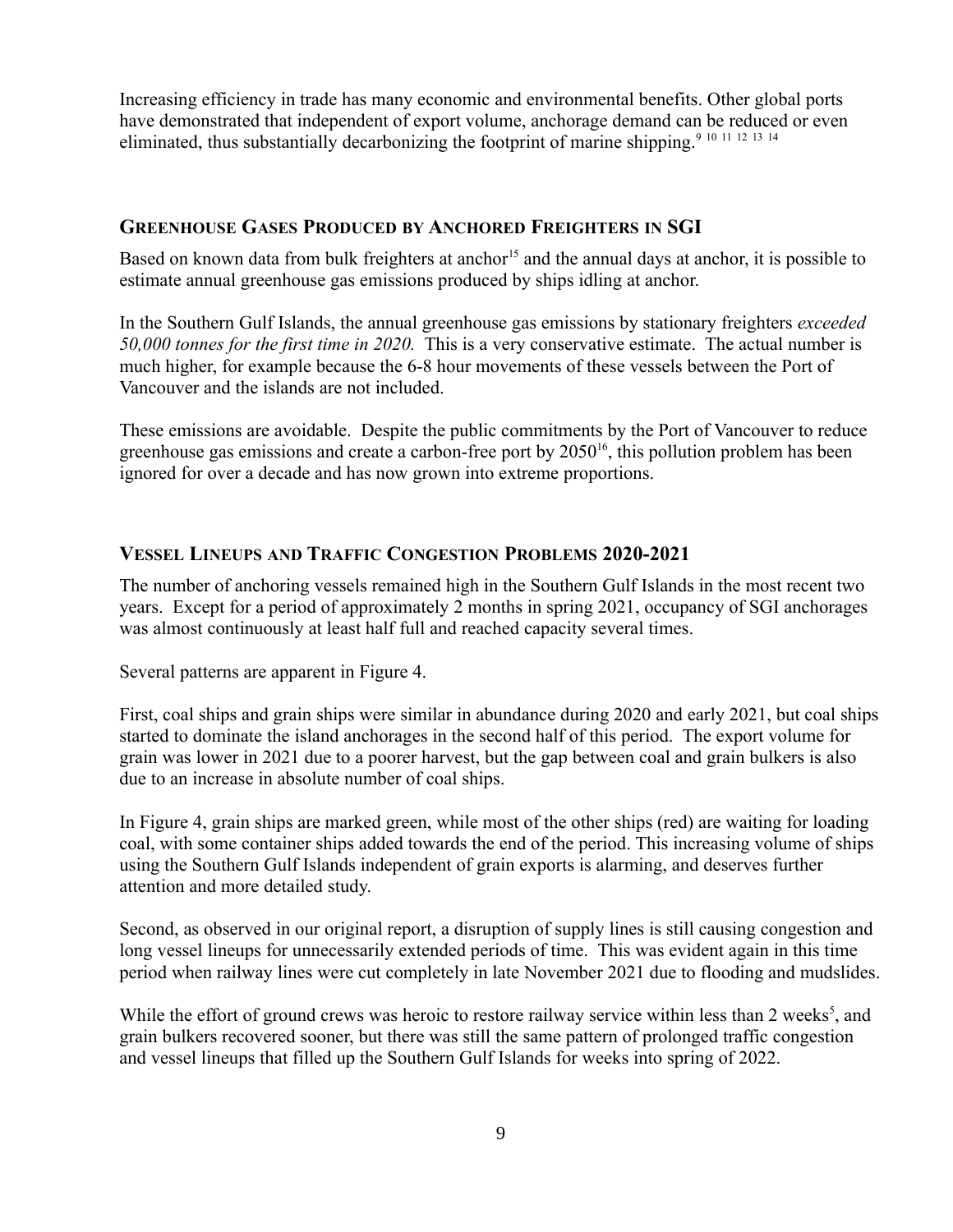Increasing efficiency in trade has many economic and environmental benefits. Other global ports have demonstrated that independent of export volume, anchorage demand can be reduced or even eliminated, thus substantially decarbonizing the footprint of marine shipping.[9] [10] [11] [12] [13] [14]

## Greenhouse Gases Produced by Anchored Freighters in SGI

Based on known data from bulk freighters at anchor[15] and the annual days at anchor, it is possible to estimate annual greenhouse gas emissions produced by ships idling at anchor.

In the Southern Gulf Islands, the annual greenhouse gas emissions by stationary freighters *exceeded 50,000 tonnes for the first time in 2020.* This is a very conservative estimate. The actual number is much higher, for example because the 6-8 hour movements of these vessels between the Port of Vancouver and the islands are not included.

These emissions are avoidable. Despite the public commitments by the Port of Vancouver to reduce greenhouse gas emissions and create a carbon-free port by 2050[16], this pollution problem has been ignored for over a decade and has now grown into extreme proportions.

## Vessel Lineups and Traffic Congestion Problems 2020-2021

The number of anchoring vessels remained high in the Southern Gulf Islands in the most recent two years. Except for a period of approximately 2 months in spring 2021, occupancy of SGI anchorages was almost continuously at least half full and reached capacity several times.

Several patterns are apparent in Figure 4.

First, coal ships and grain ships were similar in abundance during 2020 and early 2021, but coal ships started to dominate the island anchorages in the second half of this period. The export volume for grain was lower in 2021 due to a poorer harvest, but the gap between coal and grain bulkers is also due to an increase in absolute number of coal ships.

In Figure 4, grain ships are marked green, while most of the other ships (red) are waiting for loading coal, with some container ships added towards the end of the period. This increasing volume of ships using the Southern Gulf Islands independent of grain exports is alarming, and deserves further attention and more detailed study.

Second, as observed in our original report, a disruption of supply lines is still causing congestion and long vessel lineups for unnecessarily extended periods of time. This was evident again in this time period when railway lines were cut completely in late November 2021 due to flooding and mudslides.

While the effort of ground crews was heroic to restore railway service within less than 2 weeks[5], and grain bulkers recovered sooner, but there was still the same pattern of prolonged traffic congestion and vessel lineups that filled up the Southern Gulf Islands for weeks into spring of 2022.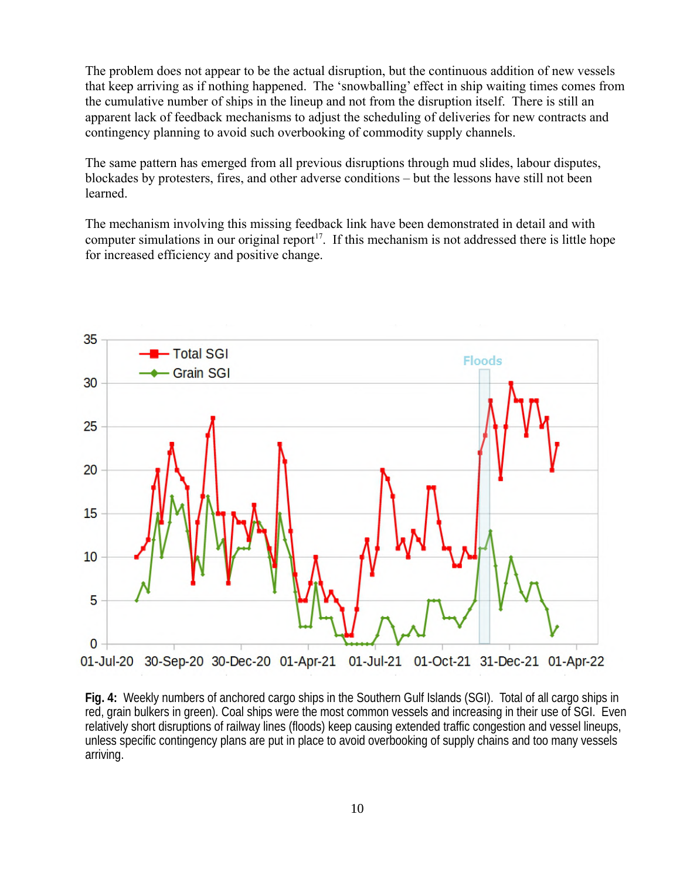The problem does not appear to be the actual disruption, but the continuous addition of new vessels that keep arriving as if nothing happened. The 'snowballing' effect in ship waiting times comes from the cumulative number of ships in the lineup and not from the disruption itself. There is still an apparent lack of feedback mechanisms to adjust the scheduling of deliveries for new contracts and contingency planning to avoid such overbooking of commodity supply channels.

The same pattern has emerged from all previous disruptions through mud slides, labour disputes, blockades by protesters, fires, and other adverse conditions – but the lessons have still not been learned.

The mechanism involving this missing feedback link have been demonstrated in detail and with computer simulations in our original report[17]. If this mechanism is not addressed there is little hope for increased efficiency and positive change.

**Fig. 4:** Weekly numbers of anchored cargo ships in the Southern Gulf Islands (SGI). Total of all cargo ships in red, grain bulkers in green). Coal ships were the most common vessels and increasing in their use of SGI. Even relatively short disruptions of railway lines (floods) keep causing extended traffic congestion and vessel lineups, unless specific contingency plans are put in place to avoid overbooking of supply chains and too many vessels arriving.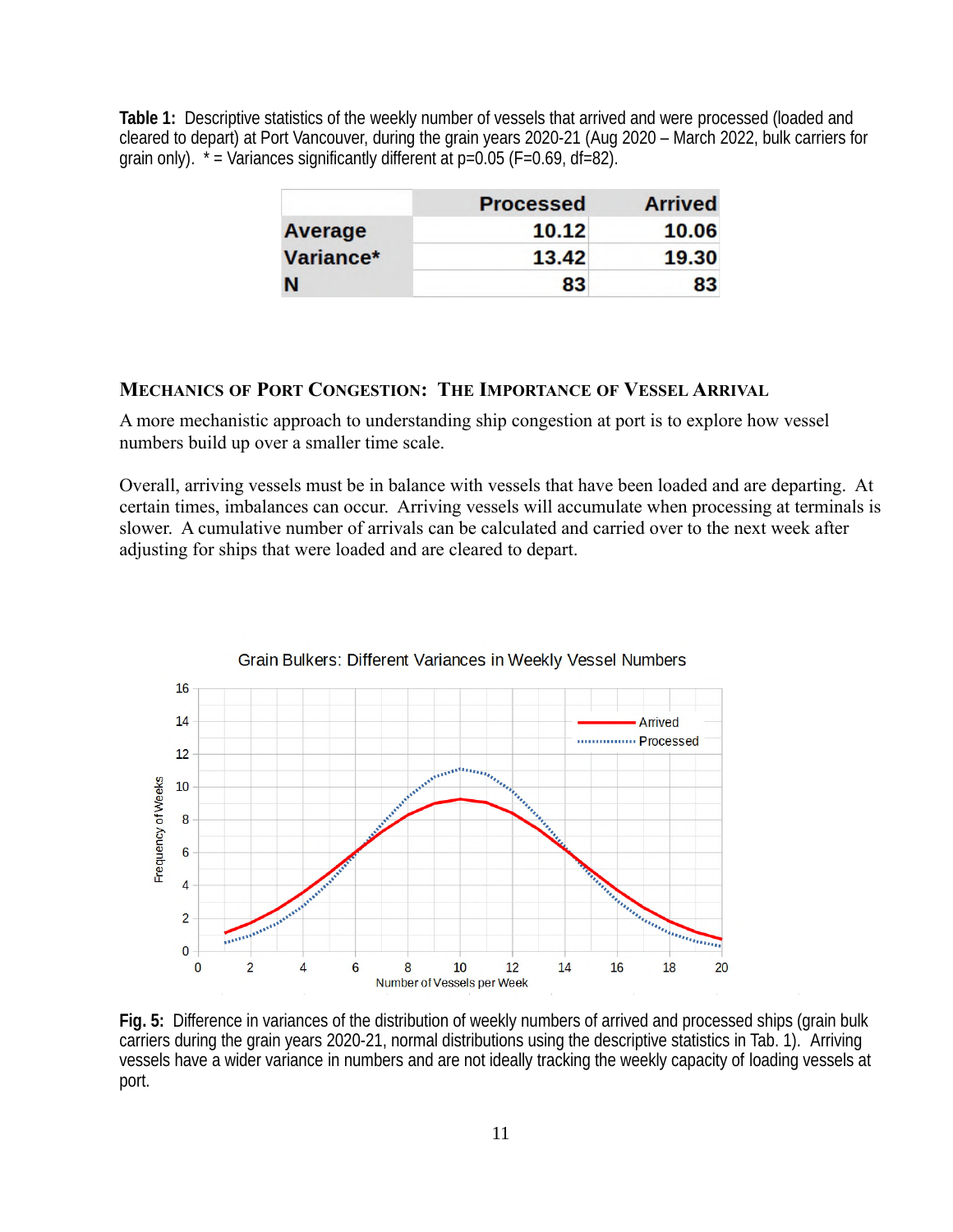**Table 1:** Descriptive statistics of the weekly number of vessels that arrived and were processed (loaded and cleared to depart) at Port Vancouver, during the grain years 2020-21 (Aug 2020 – March 2022, bulk carriers for grain only). * = Variances significantly different at p=0.05 (F=0.69, df=82).

| | Processed | Arrived |
|---|---|---|
| **Average** | 10.12 | 10.06 |
| **Variance*** | 13.42 | 19.30 |
| **N** | 83 | 83 |

## Mechanics of Port Congestion: The Importance of Vessel Arrival

A more mechanistic approach to understanding ship congestion at port is to explore how vessel numbers build up over a smaller time scale.

Overall, arriving vessels must be in balance with vessels that have been loaded and are departing. At certain times, imbalances can occur. Arriving vessels will accumulate when processing at terminals is slower. A cumulative number of arrivals can be calculated and carried over to the next week after adjusting for ships that were loaded and are cleared to depart.

**Fig. 5:** Difference in variances of the distribution of weekly numbers of arrived and processed ships (grain bulk carriers during the grain years 2020-21, normal distributions using the descriptive statistics in Tab. 1). Arriving vessels have a wider variance in numbers and are not ideally tracking the weekly capacity of loading vessels at port.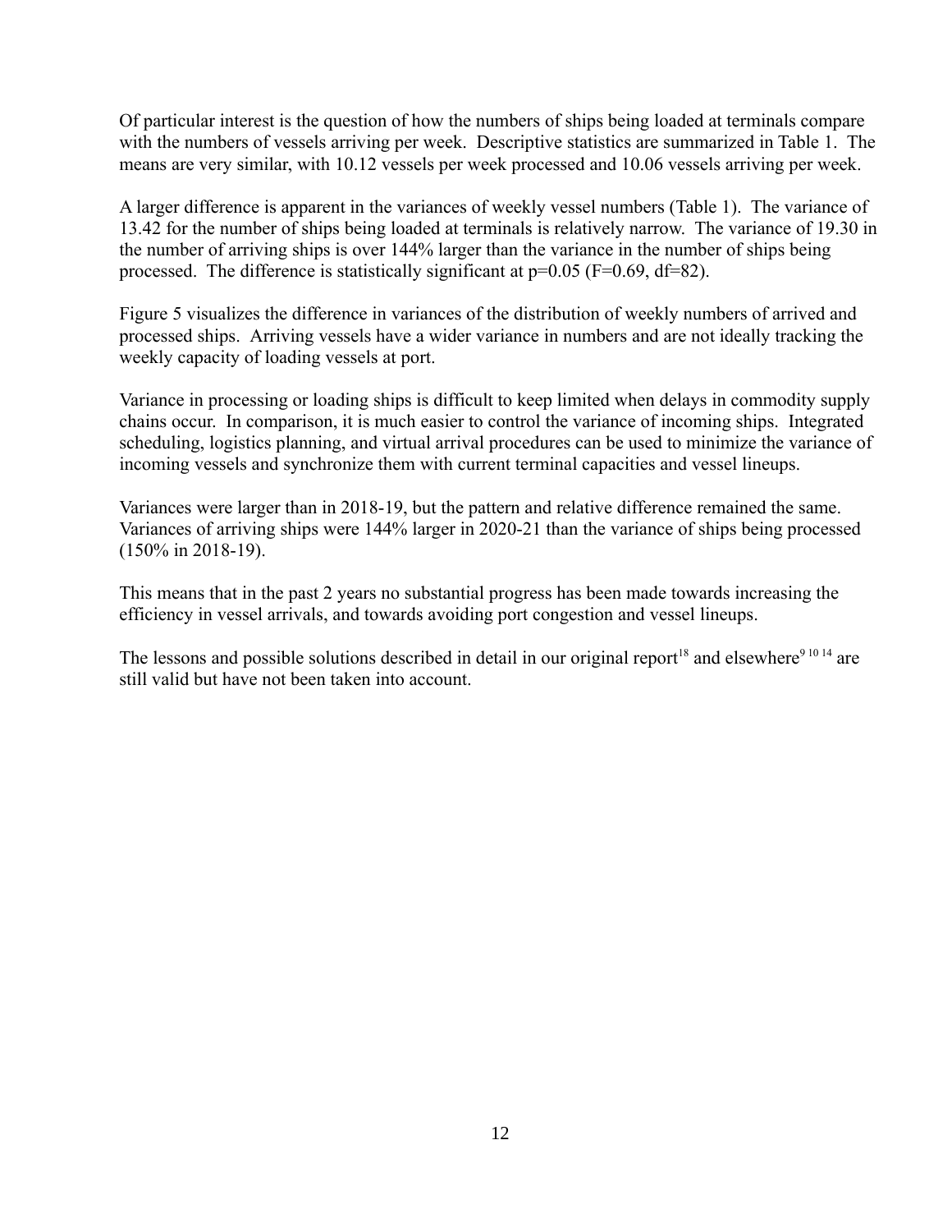Of particular interest is the question of how the numbers of ships being loaded at terminals compare with the numbers of vessels arriving per week. Descriptive statistics are summarized in Table 1. The means are very similar, with 10.12 vessels per week processed and 10.06 vessels arriving per week.

A larger difference is apparent in the variances of weekly vessel numbers (Table 1). The variance of 13.42 for the number of ships being loaded at terminals is relatively narrow. The variance of 19.30 in the number of arriving ships is over 144% larger than the variance in the number of ships being processed. The difference is statistically significant at $p=0.05$ ($F=0.69$, $df=82$).

Figure 5 visualizes the difference in variances of the distribution of weekly numbers of arrived and processed ships. Arriving vessels have a wider variance in numbers and are not ideally tracking the weekly capacity of loading vessels at port.

Variance in processing or loading ships is difficult to keep limited when delays in commodity supply chains occur. In comparison, it is much easier to control the variance of incoming ships. Integrated scheduling, logistics planning, and virtual arrival procedures can be used to minimize the variance of incoming vessels and synchronize them with current terminal capacities and vessel lineups.

Variances were larger than in 2018-19, but the pattern and relative difference remained the same. Variances of arriving ships were 144% larger in 2020-21 than the variance of ships being processed (150% in 2018-19).

This means that in the past 2 years no substantial progress has been made towards increasing the efficiency in vessel arrivals, and towards avoiding port congestion and vessel lineups.

The lessons and possible solutions described in detail in our original report[18] and elsewhere[9 10 14] are still valid but have not been taken into account.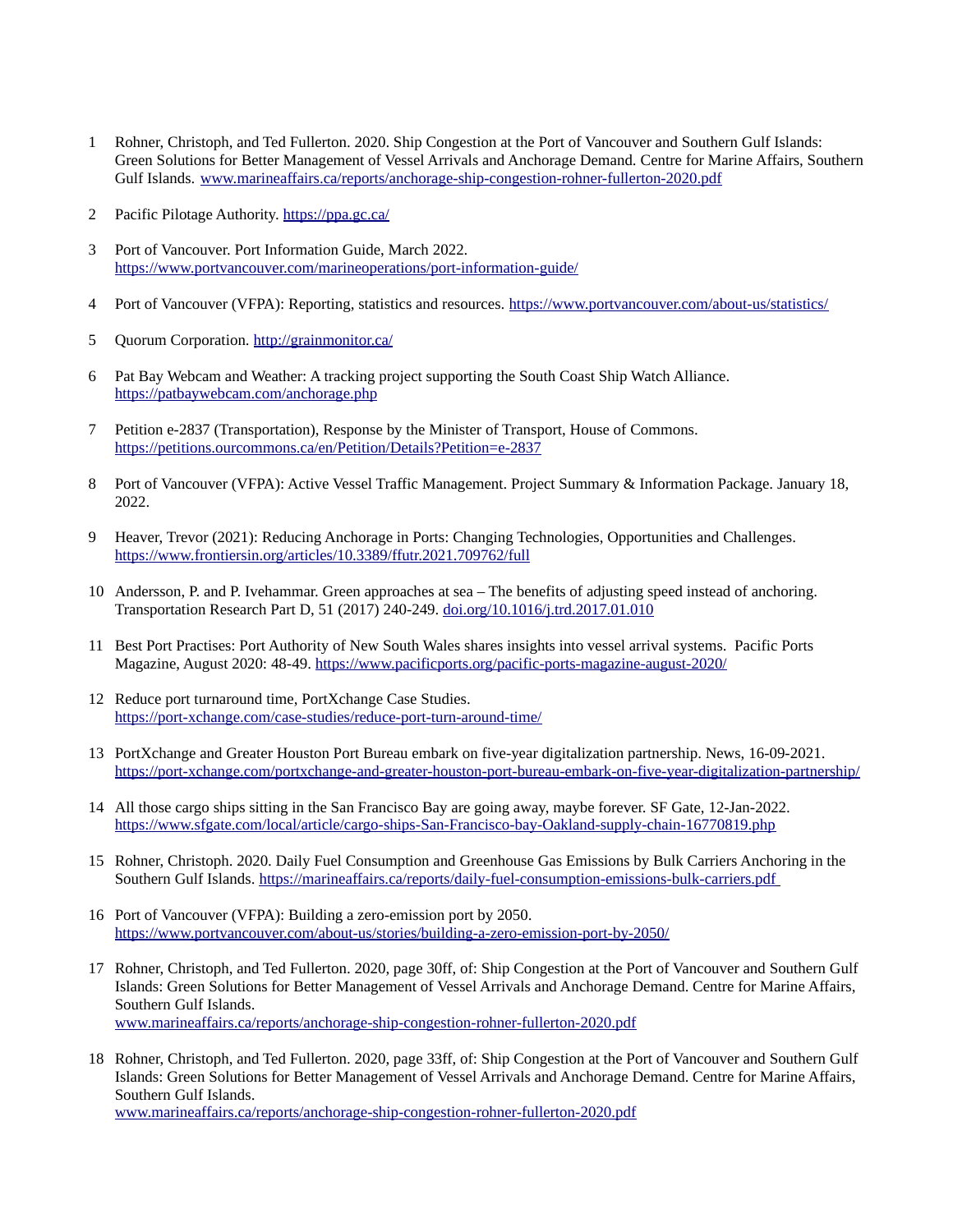1. Rohner, Christoph, and Ted Fullerton. 2020. Ship Congestion at the Port of Vancouver and Southern Gulf Islands: Green Solutions for Better Management of Vessel Arrivals and Anchorage Demand. Centre for Marine Affairs, Southern Gulf Islands. www.marineaffairs.ca/reports/anchorage-ship-congestion-rohner-fullerton-2020.pdf

2. Pacific Pilotage Authority. https://ppa.gc.ca/

3. Port of Vancouver. Port Information Guide, March 2022. https://www.portvancouver.com/marineoperations/port-information-guide/

4. Port of Vancouver (VFPA): Reporting, statistics and resources. https://www.portvancouver.com/about-us/statistics/

5. Quorum Corporation. http://grainmonitor.ca/

6. Pat Bay Webcam and Weather: A tracking project supporting the South Coast Ship Watch Alliance. https://patbaywebcam.com/anchorage.php

7. Petition e-2837 (Transportation), Response by the Minister of Transport, House of Commons. https://petitions.ourcommons.ca/en/Petition/Details?Petition=e-2837

8. Port of Vancouver (VFPA): Active Vessel Traffic Management. Project Summary & Information Package. January 18, 2022.

9. Heaver, Trevor (2021): Reducing Anchorage in Ports: Changing Technologies, Opportunities and Challenges. https://www.frontiersin.org/articles/10.3389/ffutr.2021.709762/full

10. Andersson, P. and P. Ivehammar. Green approaches at sea – The benefits of adjusting speed instead of anchoring. Transportation Research Part D, 51 (2017) 240-249. doi.org/10.1016/j.trd.2017.01.010

11. Best Port Practises: Port Authority of New South Wales shares insights into vessel arrival systems. Pacific Ports Magazine, August 2020: 48-49. https://www.pacificports.org/pacific-ports-magazine-august-2020/

12. Reduce port turnaround time, PortXchange Case Studies. https://port-xchange.com/case-studies/reduce-port-turn-around-time/

13. PortXchange and Greater Houston Port Bureau embark on five-year digitalization partnership. News, 16-09-2021. https://port-xchange.com/portxchange-and-greater-houston-port-bureau-embark-on-five-year-digitalization-partnership/

14. All those cargo ships sitting in the San Francisco Bay are going away, maybe forever. SF Gate, 12-Jan-2022. https://www.sfgate.com/local/article/cargo-ships-San-Francisco-bay-Oakland-supply-chain-16770819.php

15. Rohner, Christoph. 2020. Daily Fuel Consumption and Greenhouse Gas Emissions by Bulk Carriers Anchoring in the Southern Gulf Islands. https://marineaffairs.ca/reports/daily-fuel-consumption-emissions-bulk-carriers.pdf

16. Port of Vancouver (VFPA): Building a zero-emission port by 2050. https://www.portvancouver.com/about-us/stories/building-a-zero-emission-port-by-2050/

17. Rohner, Christoph, and Ted Fullerton. 2020, page 30ff, of: Ship Congestion at the Port of Vancouver and Southern Gulf Islands: Green Solutions for Better Management of Vessel Arrivals and Anchorage Demand. Centre for Marine Affairs, Southern Gulf Islands. www.marineaffairs.ca/reports/anchorage-ship-congestion-rohner-fullerton-2020.pdf

18. Rohner, Christoph, and Ted Fullerton. 2020, page 33ff, of: Ship Congestion at the Port of Vancouver and Southern Gulf Islands: Green Solutions for Better Management of Vessel Arrivals and Anchorage Demand. Centre for Marine Affairs, Southern Gulf Islands. www.marineaffairs.ca/reports/anchorage-ship-congestion-rohner-fullerton-2020.pdf